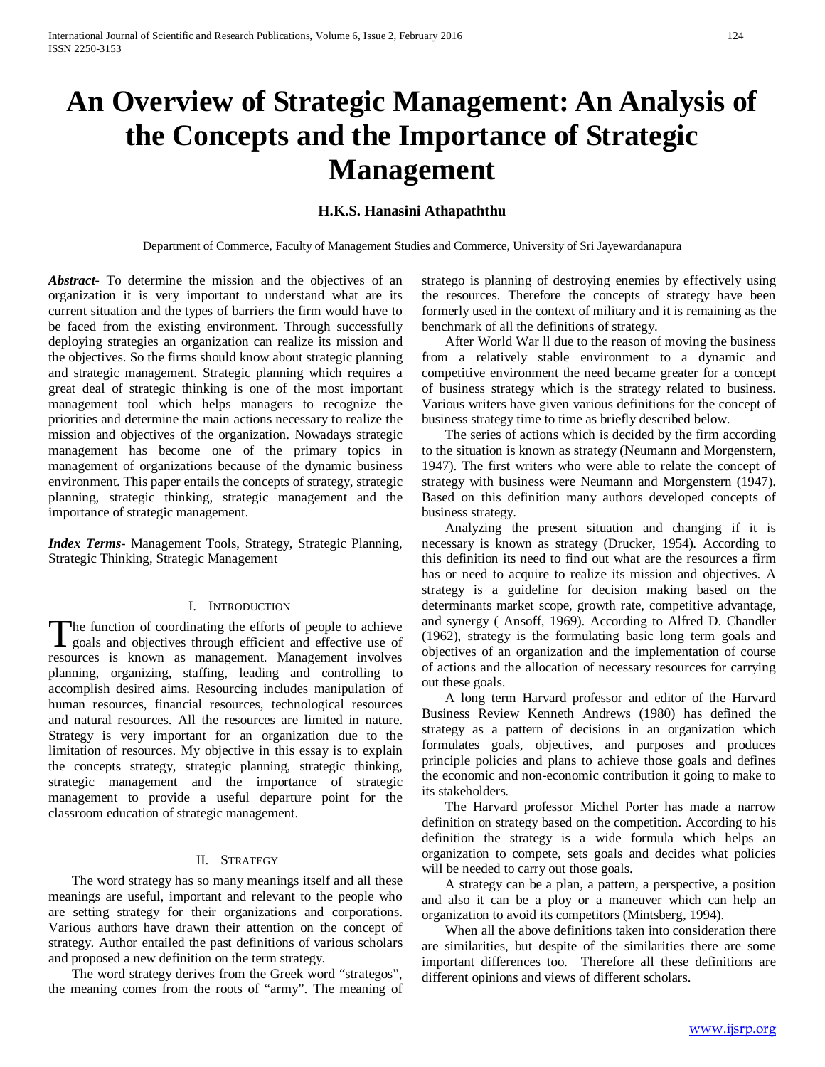# An Overview of Strategic Management: An Analysis of the Concepts and the Importance of Strategic Management

**H.K.S. Hanasini Athapaththu**

Department of Commerce, Faculty of Management Studies and Commerce, University of Sri Jayewardanapura

***Abstract-*** To determine the mission and the objectives of an organization it is very important to understand what are its current situation and the types of barriers the firm would have to be faced from the existing environment. Through successfully deploying strategies an organization can realize its mission and the objectives. So the firms should know about strategic planning and strategic management. Strategic planning which requires a great deal of strategic thinking is one of the most important management tool which helps managers to recognize the priorities and determine the main actions necessary to realize the mission and objectives of the organization. Nowadays strategic management has become one of the primary topics in management of organizations because of the dynamic business environment. This paper entails the concepts of strategy, strategic planning, strategic thinking, strategic management and the importance of strategic management.

***Index Terms*****-** Management Tools, Strategy, Strategic Planning, Strategic Thinking, Strategic Management

## I. Introduction

The function of coordinating the efforts of people to achieve goals and objectives through efficient and effective use of resources is known as management. Management involves planning, organizing, staffing, leading and controlling to accomplish desired aims. Resourcing includes manipulation of human resources, financial resources, technological resources and natural resources. All the resources are limited in nature. Strategy is very important for an organization due to the limitation of resources. My objective in this essay is to explain the concepts strategy, strategic planning, strategic thinking, strategic management and the importance of strategic management to provide a useful departure point for the classroom education of strategic management.

## II. Strategy

The word strategy has so many meanings itself and all these meanings are useful, important and relevant to the people who are setting strategy for their organizations and corporations. Various authors have drawn their attention on the concept of strategy. Author entailed the past definitions of various scholars and proposed a new definition on the term strategy.

The word strategy derives from the Greek word "strategos", the meaning comes from the roots of "army". The meaning of stratego is planning of destroying enemies by effectively using the resources. Therefore the concepts of strategy have been formerly used in the context of military and it is remaining as the benchmark of all the definitions of strategy.

After World War ll due to the reason of moving the business from a relatively stable environment to a dynamic and competitive environment the need became greater for a concept of business strategy which is the strategy related to business. Various writers have given various definitions for the concept of business strategy time to time as briefly described below.

The series of actions which is decided by the firm according to the situation is known as strategy (Neumann and Morgenstern, 1947). The first writers who were able to relate the concept of strategy with business were Neumann and Morgenstern (1947). Based on this definition many authors developed concepts of business strategy.

Analyzing the present situation and changing if it is necessary is known as strategy (Drucker, 1954). According to this definition its need to find out what are the resources a firm has or need to acquire to realize its mission and objectives. A strategy is a guideline for decision making based on the determinants market scope, growth rate, competitive advantage, and synergy ( Ansoff, 1969). According to Alfred D. Chandler (1962), strategy is the formulating basic long term goals and objectives of an organization and the implementation of course of actions and the allocation of necessary resources for carrying out these goals.

A long term Harvard professor and editor of the Harvard Business Review Kenneth Andrews (1980) has defined the strategy as a pattern of decisions in an organization which formulates goals, objectives, and purposes and produces principle policies and plans to achieve those goals and defines the economic and non-economic contribution it going to make to its stakeholders.

The Harvard professor Michel Porter has made a narrow definition on strategy based on the competition. According to his definition the strategy is a wide formula which helps an organization to compete, sets goals and decides what policies will be needed to carry out those goals.

A strategy can be a plan, a pattern, a perspective, a position and also it can be a ploy or a maneuver which can help an organization to avoid its competitors (Mintsberg, 1994).

When all the above definitions taken into consideration there are similarities, but despite of the similarities there are some important differences too. Therefore all these definitions are different opinions and views of different scholars.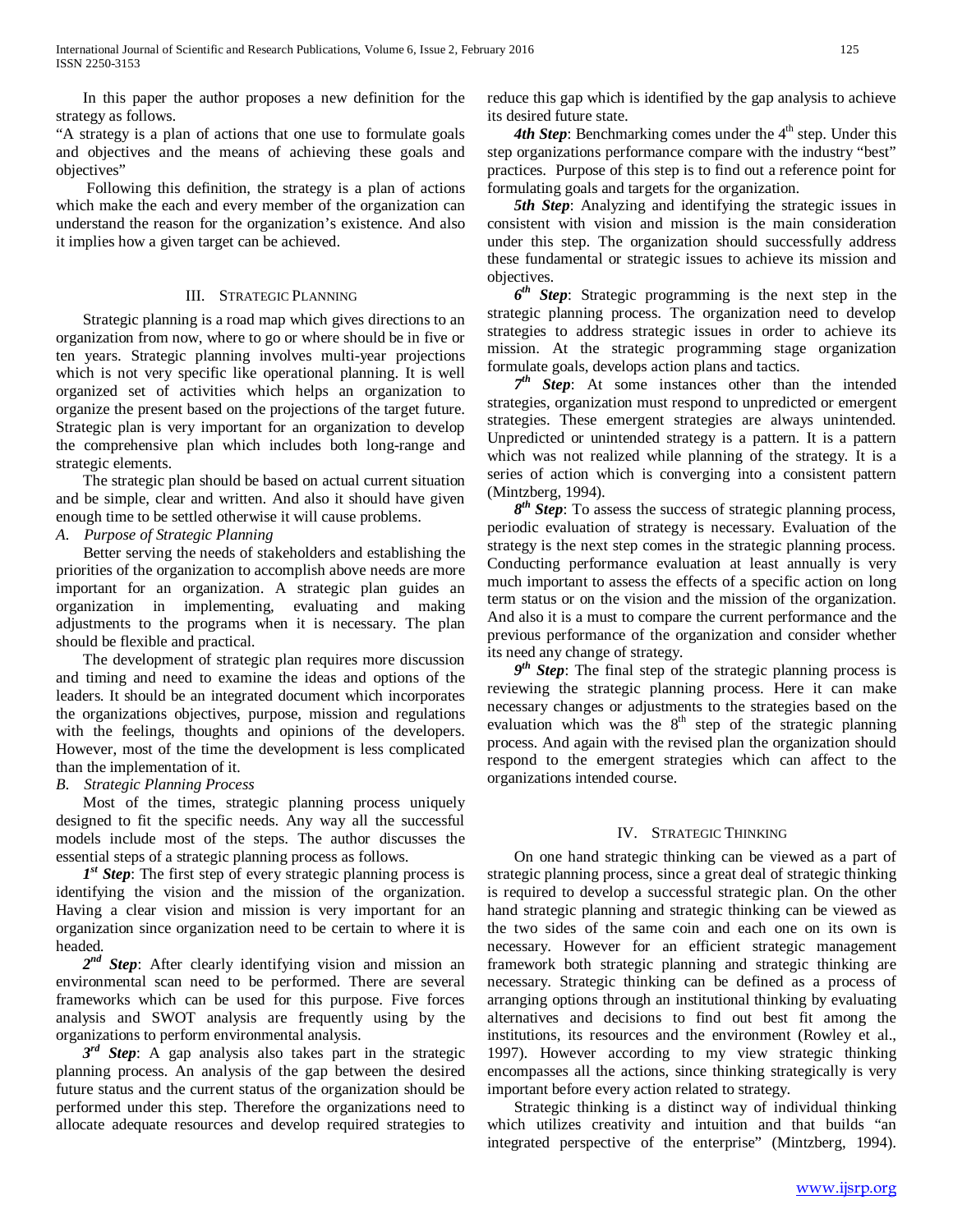In this paper the author proposes a new definition for the strategy as follows.

"A strategy is a plan of actions that one use to formulate goals and objectives and the means of achieving these goals and objectives"

Following this definition, the strategy is a plan of actions which make the each and every member of the organization can understand the reason for the organization's existence. And also it implies how a given target can be achieved.

## III. Strategic Planning

Strategic planning is a road map which gives directions to an organization from now, where to go or where should be in five or ten years. Strategic planning involves multi-year projections which is not very specific like operational planning. It is well organized set of activities which helps an organization to organize the present based on the projections of the target future. Strategic plan is very important for an organization to develop the comprehensive plan which includes both long-range and strategic elements.

The strategic plan should be based on actual current situation and be simple, clear and written. And also it should have given enough time to be settled otherwise it will cause problems.

### *A. Purpose of Strategic Planning*

Better serving the needs of stakeholders and establishing the priorities of the organization to accomplish above needs are more important for an organization. A strategic plan guides an organization in implementing, evaluating and making adjustments to the programs when it is necessary. The plan should be flexible and practical.

The development of strategic plan requires more discussion and timing and need to examine the ideas and options of the leaders. It should be an integrated document which incorporates the organizations objectives, purpose, mission and regulations with the feelings, thoughts and opinions of the developers. However, most of the time the development is less complicated than the implementation of it.

### *B. Strategic Planning Process*

Most of the times, strategic planning process uniquely designed to fit the specific needs. Any way all the successful models include most of the steps. The author discusses the essential steps of a strategic planning process as follows.

***1st Step***: The first step of every strategic planning process is identifying the vision and the mission of the organization. Having a clear vision and mission is very important for an organization since organization need to be certain to where it is headed.

***2nd Step***: After clearly identifying vision and mission an environmental scan need to be performed. There are several frameworks which can be used for this purpose. Five forces analysis and SWOT analysis are frequently using by the organizations to perform environmental analysis.

***3rd Step***: A gap analysis also takes part in the strategic planning process. An analysis of the gap between the desired future status and the current status of the organization should be performed under this step. Therefore the organizations need to allocate adequate resources and develop required strategies to reduce this gap which is identified by the gap analysis to achieve its desired future state.

***4th Step***: Benchmarking comes under the 4th step. Under this step organizations performance compare with the industry "best" practices. Purpose of this step is to find out a reference point for formulating goals and targets for the organization.

***5th Step***: Analyzing and identifying the strategic issues in consistent with vision and mission is the main consideration under this step. The organization should successfully address these fundamental or strategic issues to achieve its mission and objectives.

***6th Step***: Strategic programming is the next step in the strategic planning process. The organization need to develop strategies to address strategic issues in order to achieve its mission. At the strategic programming stage organization formulate goals, develops action plans and tactics.

***7th Step***: At some instances other than the intended strategies, organization must respond to unpredicted or emergent strategies. These emergent strategies are always unintended. Unpredicted or unintended strategy is a pattern. It is a pattern which was not realized while planning of the strategy. It is a series of action which is converging into a consistent pattern (Mintzberg, 1994).

***8th Step***: To assess the success of strategic planning process, periodic evaluation of strategy is necessary. Evaluation of the strategy is the next step comes in the strategic planning process. Conducting performance evaluation at least annually is very much important to assess the effects of a specific action on long term status or on the vision and the mission of the organization. And also it is a must to compare the current performance and the previous performance of the organization and consider whether its need any change of strategy.

***9th Step***: The final step of the strategic planning process is reviewing the strategic planning process. Here it can make necessary changes or adjustments to the strategies based on the evaluation which was the 8th step of the strategic planning process. And again with the revised plan the organization should respond to the emergent strategies which can affect to the organizations intended course.

## IV. Strategic Thinking

On one hand strategic thinking can be viewed as a part of strategic planning process, since a great deal of strategic thinking is required to develop a successful strategic plan. On the other hand strategic planning and strategic thinking can be viewed as the two sides of the same coin and each one on its own is necessary. However for an efficient strategic management framework both strategic planning and strategic thinking are necessary. Strategic thinking can be defined as a process of arranging options through an institutional thinking by evaluating alternatives and decisions to find out best fit among the institutions, its resources and the environment (Rowley et al., 1997). However according to my view strategic thinking encompasses all the actions, since thinking strategically is very important before every action related to strategy.

Strategic thinking is a distinct way of individual thinking which utilizes creativity and intuition and that builds "an integrated perspective of the enterprise" (Mintzberg, 1994).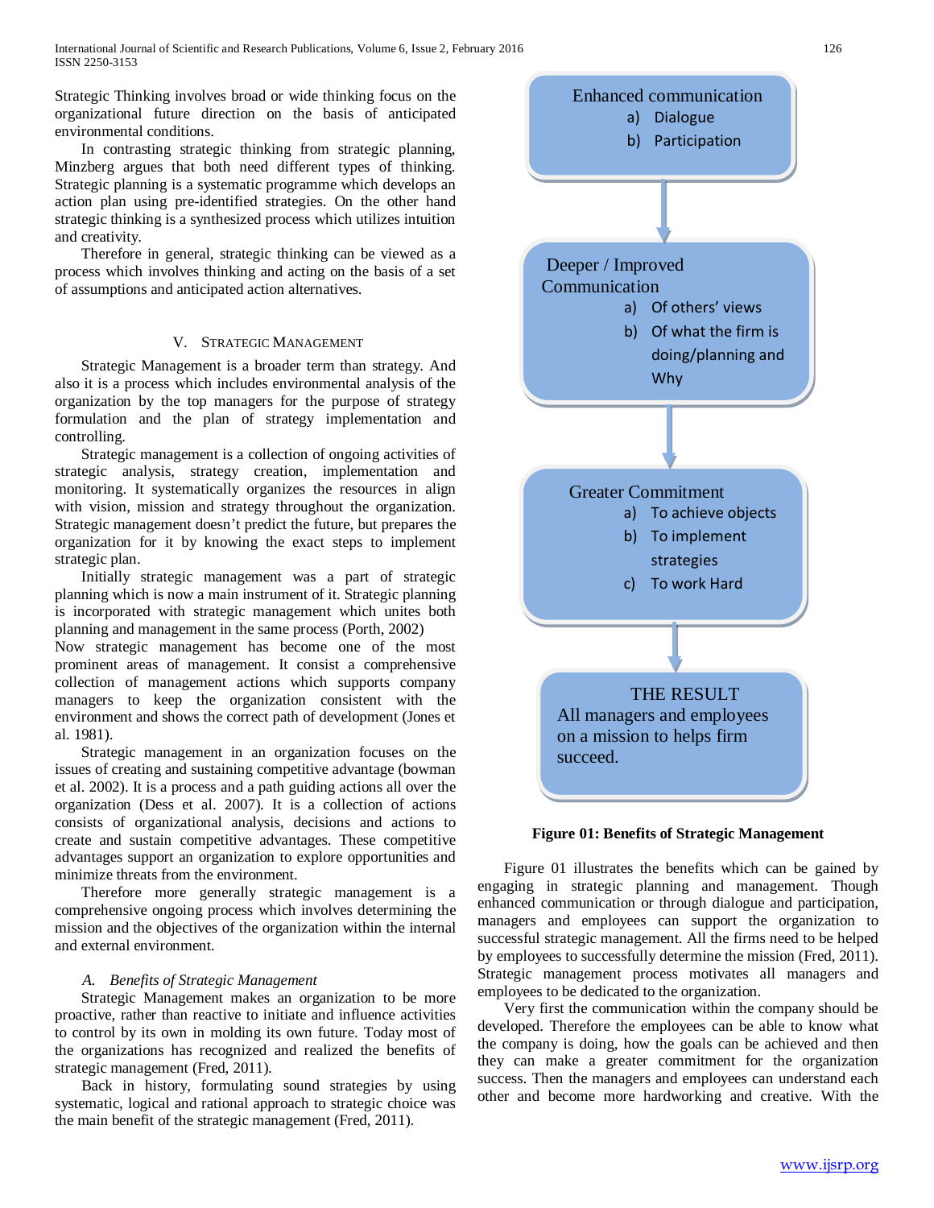Strategic Thinking involves broad or wide thinking focus on the organizational future direction on the basis of anticipated environmental conditions.

In contrasting strategic thinking from strategic planning, Minzberg argues that both need different types of thinking. Strategic planning is a systematic programme which develops an action plan using pre-identified strategies. On the other hand strategic thinking is a synthesized process which utilizes intuition and creativity.

Therefore in general, strategic thinking can be viewed as a process which involves thinking and acting on the basis of a set of assumptions and anticipated action alternatives.

## V. Strategic Management

Strategic Management is a broader term than strategy. And also it is a process which includes environmental analysis of the organization by the top managers for the purpose of strategy formulation and the plan of strategy implementation and controlling.

Strategic management is a collection of ongoing activities of strategic analysis, strategy creation, implementation and monitoring. It systematically organizes the resources in align with vision, mission and strategy throughout the organization. Strategic management doesn't predict the future, but prepares the organization for it by knowing the exact steps to implement strategic plan.

Initially strategic management was a part of strategic planning which is now a main instrument of it. Strategic planning is incorporated with strategic management which unites both planning and management in the same process (Porth, 2002)

Now strategic management has become one of the most prominent areas of management. It consist a comprehensive collection of management which supports company managers to keep the organization consistent with the environment and shows the correct path of development (Jones et al. 1981).

Strategic management in an organization focuses on the issues of creating and sustaining competitive advantage (bowman et al. 2002). It is a process and a path guiding actions all over the organization (Dess et al. 2007). It is a collection of actions consists of organizational analysis, decisions and actions to create and sustain competitive advantages. These competitive advantages support an organization to explore opportunities and minimize threats from the environment.

Therefore more generally strategic management is a comprehensive ongoing process which involves determining the mission and the objectives of the organization within the internal and external environment.

### *A. Benefits of Strategic Management*

Strategic Management makes an organization to be more proactive, rather than reactive to initiate and influence activities to control by its own in molding its own future. Today most of the organizations has recognized and realized the benefits of strategic management (Fred, 2011).

Back in history, formulating sound strategies by using systematic, logical and rational approach to strategic choice was the main benefit of the strategic management (Fred, 2011).

Enhanced communication
a) Dialogue
b) Participation

↓

Deeper / Improved Communication
a) Of others' views
b) Of what the firm is doing/planning and Why

↓

Greater Commitment
a) To achieve objects
b) To implement strategies
c) To work Hard

↓

THE RESULT
All managers and employees on a mission to helps firm succeed.

**Figure 01: Benefits of Strategic Management**

Figure 01 illustrates the benefits which can be gained by engaging in strategic planning and management. Though enhanced communication or through dialogue and participation, managers and employees can support the organization to successful strategic management. All the firms need to be helped by employees to successfully determine the mission (Fred, 2011). Strategic management process motivates all managers and employees to be dedicated to the organization.

Very first the communication within the company should be developed. Therefore the employees can be able to know what the company is doing, how the goals can be achieved and then they can make a greater commitment for the organization success. Then the managers and employees can understand each other and become more hardworking and creative. With the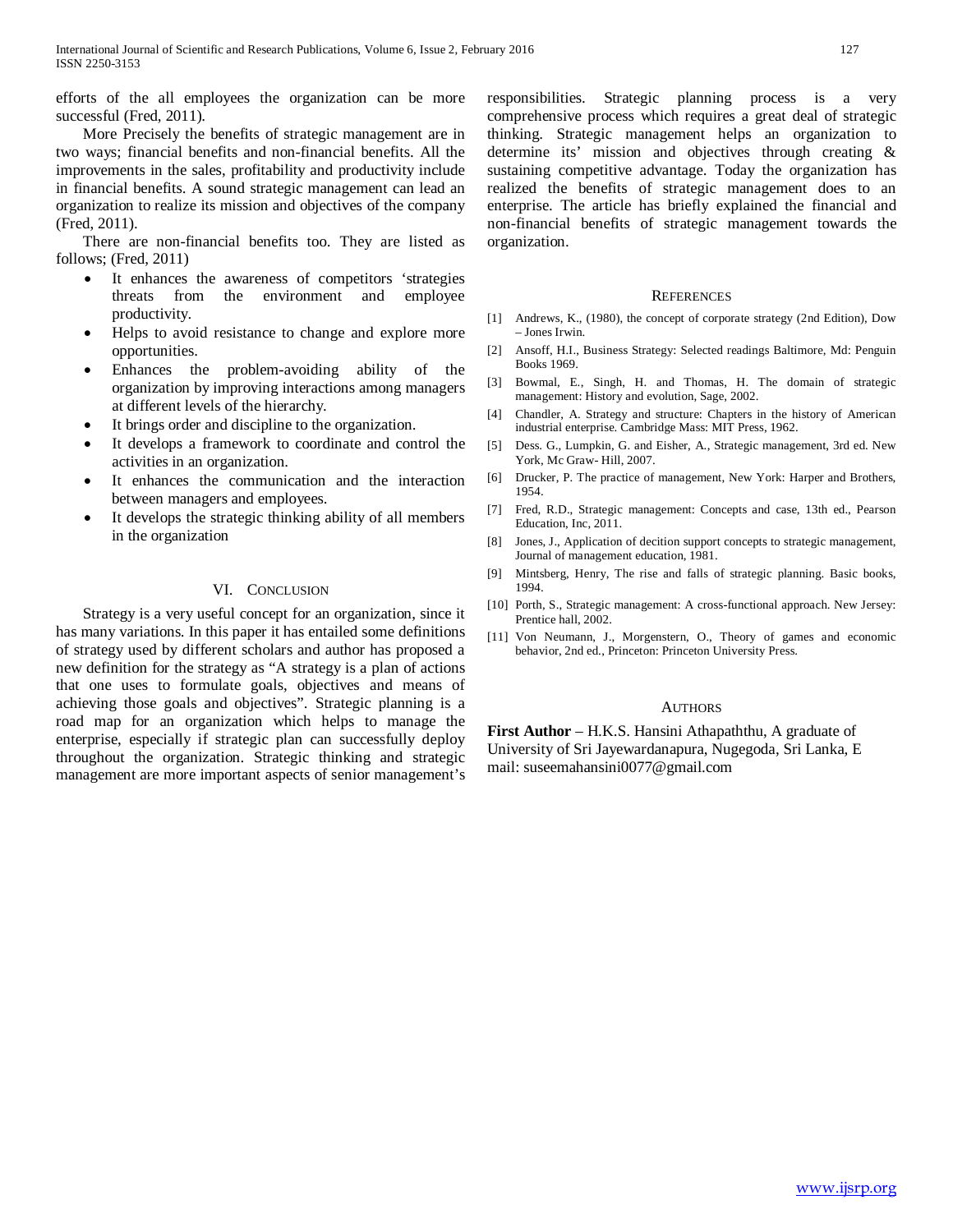efforts of the all employees the organization can be more successful (Fred, 2011).

More Precisely the benefits of strategic management are in two ways; financial benefits and non-financial benefits. All the improvements in the sales, profitability and productivity include in financial benefits. A sound strategic management can lead an organization to realize its mission and objectives of the company (Fred, 2011).

There are non-financial benefits too. They are listed as follows; (Fred, 2011)

- It enhances the awareness of competitors 'strategies threats from the environment and employee productivity.
- Helps to avoid resistance to change and explore more opportunities.
- Enhances the problem-avoiding ability of the organization by improving interactions among managers at different levels of the hierarchy.
- It brings order and discipline to the organization.
- It develops a framework to coordinate and control the activities in an organization.
- It enhances the communication and the interaction between managers and employees.
- It develops the strategic thinking ability of all members in the organization

## VI. Conclusion

Strategy is a very useful concept for an organization, since it has many variations. In this paper it has entailed some definitions of strategy used by different scholars and author has proposed a new definition for the strategy as "A strategy is a plan of actions that one uses to formulate goals, objectives and means of achieving those goals and objectives". Strategic planning is a road map for an organization which helps to manage the enterprise, especially if strategic plan can successfully deploy throughout the organization. Strategic thinking and strategic management are more important aspects of senior management's responsibilities. Strategic planning process is a very comprehensive process which requires a great deal of strategic thinking. Strategic management helps an organization to determine its' mission and objectives through creating & sustaining competitive advantage. Today the organization has realized the benefits of strategic management does to an enterprise. The article has briefly explained the financial and non-financial benefits of strategic management towards the organization.

## References

[1] Andrews, K., (1980), the concept of corporate strategy (2nd Edition), Dow – Jones Irwin.

[2] Ansoff, H.I., Business Strategy: Selected readings Baltimore, Md: Penguin Books 1969.

[3] Bowmal, E., Singh, H. and Thomas, H. The domain of strategic management: History and evolution, Sage, 2002.

[4] Chandler, A. Strategy and structure: Chapters in the history of American industrial enterprise. Cambridge Mass: MIT Press, 1962.

[5] Dess. G., Lumpkin, G. and Eisher, A., Strategic management, 3rd ed. New York, Mc Graw- Hill, 2007.

[6] Drucker, P. The practice of management, New York: Harper and Brothers, 1954.

[7] Fred, R.D., Strategic management: Concepts and case, 13th ed., Pearson Education, Inc, 2011.

[8] Jones, J., Application of decition support concepts to strategic management, Journal of management education, 1981.

[9] Mintsberg, Henry, The rise and falls of strategic planning. Basic books, 1994.

[10] Porth, S., Strategic management: A cross-functional approach. New Jersey: Prentice hall, 2002.

[11] Von Neumann, J., Morgenstern, O., Theory of games and economic behavior, 2nd ed., Princeton: Princeton University Press.

## Authors

**First Author** – H.K.S. Hansini Athapaththu, A graduate of University of Sri Jayewardanapura, Nugegoda, Sri Lanka, E mail: suseemahansini0077@gmail.com